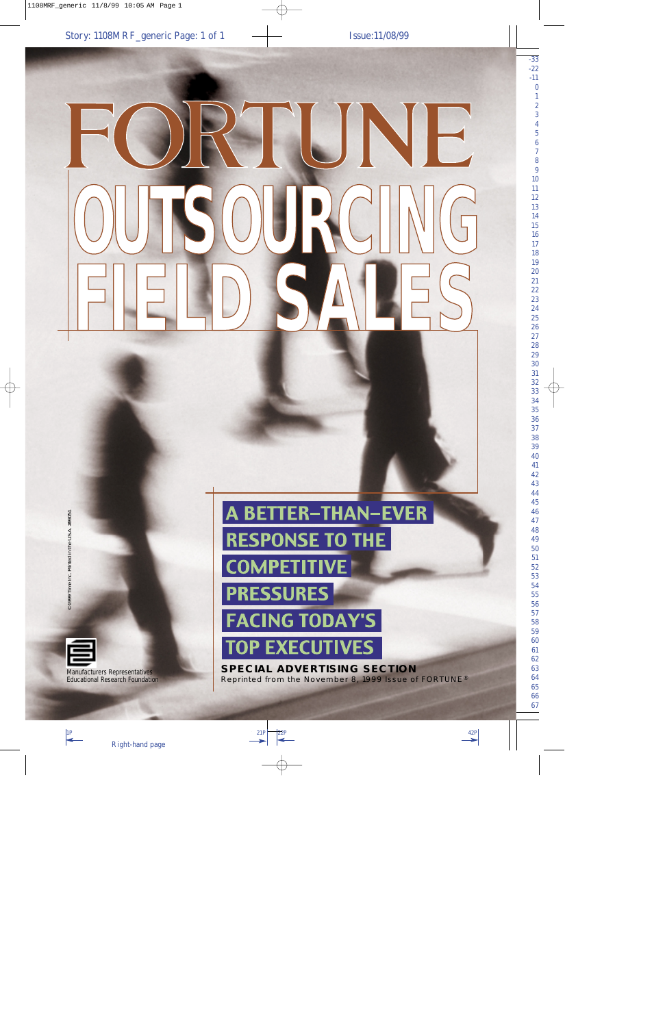# FORTUNE

# OUTSOURCING FIELD SALES

## A BETTER-THAN-EVER RESPONSE TO THE COMPETITIVE PRESSURES FACING TODAY'S TOP EXECUTIVES

**SPECIAL ADVERTISING SECTION**

Reprinted from the November 8, 1999 issue of FORTUNE®

Manufacturers Representatives Educational Research Foundation

©1999 Time Inc. Printed in the U.S.A. #99051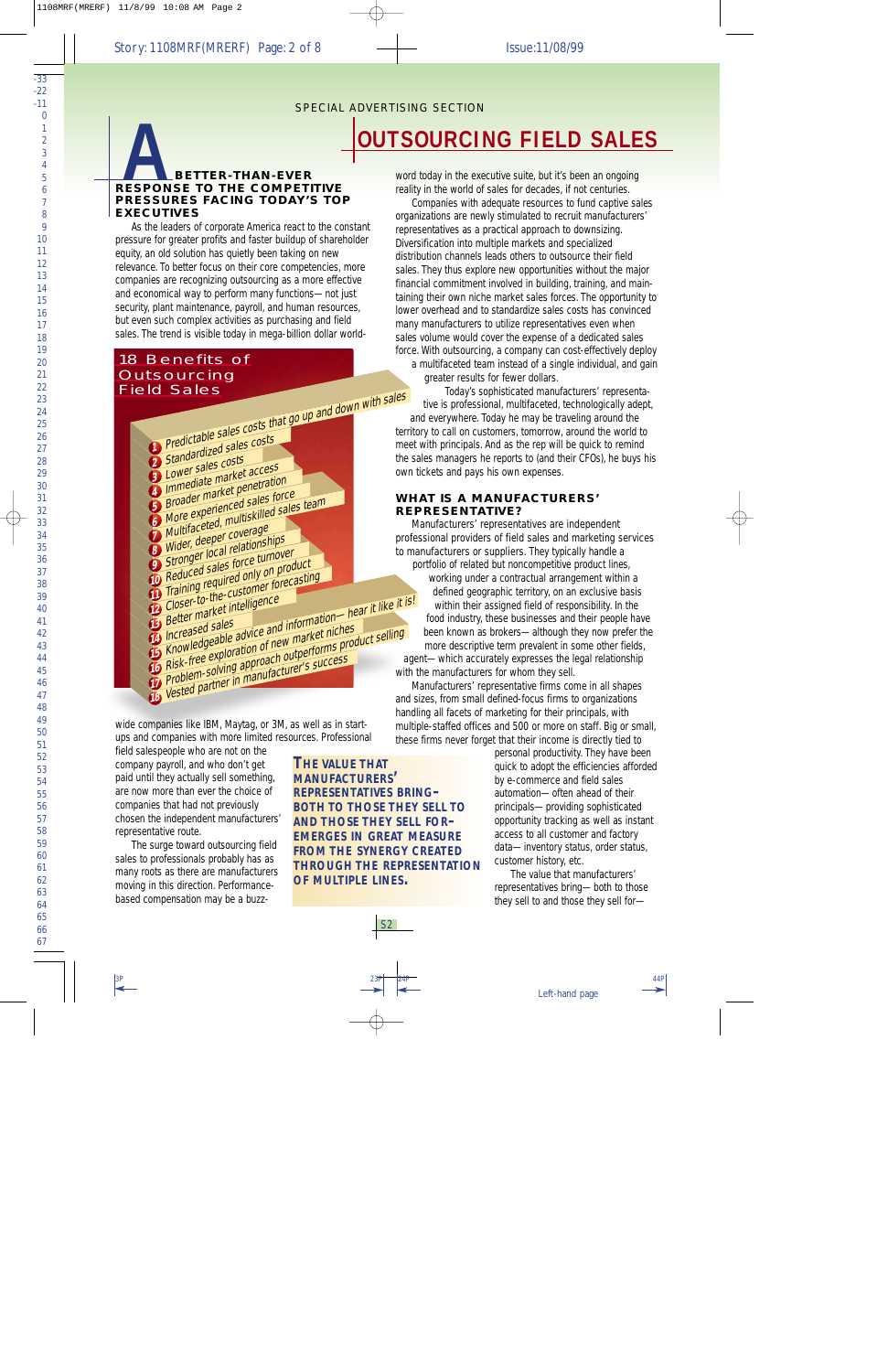SPECIAL ADVERTISING SECTION

# OUTSOURCING FIELD SALES

## A BETTER-THAN-EVER RESPONSE TO THE COMPETITIVE PRESSURES FACING TODAY'S TOP EXECUTIVES

As the leaders of corporate America react to the constant pressure for greater profits and faster buildup of shareholder equity, an old solution has quietly been taking on new relevance. To better focus on their core competencies, more companies are recognizing outsourcing as a more effective and economical way to perform many functions— not just security, plant maintenance, payroll, and human resources, but even such complex activities as purchasing and field sales. The trend is visible today in mega-billion dollar world-wide companies like IBM, Maytag, or 3M, as well as in start-ups and companies with more limited resources. Professional field salespeople who are not on the company payroll, and who don't get paid until they actually sell something, are now more than ever the choice of companies that had not previously chosen the independent manufacturers' representative route.

The surge toward outsourcing field sales to professionals probably has as many roots as there are manufacturers moving in this direction. Performance-based compensation may be a buzz-word today in the executive suite, but it's been an ongoing reality in the world of sales for decades, if not centuries.

Companies with adequate resources to fund captive sales organizations are newly stimulated to recruit manufacturers' representatives as a practical approach to downsizing. Diversification into multiple markets and specialized distribution channels leads others to outsource their field sales. They thus explore new opportunities without the major financial commitment involved in building, training, and maintaining their own niche market sales forces. The opportunity to lower overhead and to standardize sales costs has convinced many manufacturers to utilize representatives even when sales volume would cover the expense of a dedicated sales force. With outsourcing, a company can cost-effectively deploy a multifaceted team instead of a single individual, and gain greater results for fewer dollars.

Today's sophisticated manufacturers' representative is professional, multifaceted, technologically adept, and everywhere. Today he may be traveling around the territory to call on customers, tomorrow, around the world to meet with principals. And as the rep will be quick to remind the sales managers he reports to (and their CFOs), he buys his own tickets and pays his own expenses.

### 18 Benefits of Outsourcing Field Sales

1. Predictable sales costs that go up and down with sales
2. Standardized sales costs
3. Lower sales costs
4. Immediate market access
5. Broader market penetration
6. More experienced sales force
7. Multifaceted, multiskilled sales team
8. Wider, deeper coverage
9. Stronger local relationships
10. Reduced sales force turnover
11. Training required only on product
12. Closer-to-the-customer forecasting
13. Better market intelligence
14. Increased sales
15. Knowledgeable advice and information— hear it like it is!
16. Risk-free exploration of new market niches
17. Problem-solving approach outperforms product selling
18. Vested partner in manufacturer's success

## WHAT IS A MANUFACTURERS' REPRESENTATIVE?

Manufacturers' representatives are independent professional providers of field sales and marketing services to manufacturers or suppliers. They typically handle a portfolio of related but noncompetitive product lines, working under a contractual arrangement within a defined geographic territory, on an exclusive basis within their assigned field of responsibility. In the food industry, these businesses and their people have been known as brokers— although they now prefer the more descriptive term prevalent in some other fields, agent— which accurately expresses the legal relationship with the manufacturers for whom they sell.

Manufacturers' representative firms come in all shapes and sizes, from small defined-focus firms to organizations handling all facets of marketing for their principals, with multiple-staffed offices and 500 or more on staff. Big or small, these firms never forget that their income is directly tied to personal productivity. They have been quick to adopt the efficiencies afforded by e-commerce and field sales automation— often ahead of their principals— providing sophisticated opportunity tracking as well as instant access to all customer and factory data— inventory status, order status, customer history, etc.

> **THE VALUE THAT MANUFACTURERS' REPRESENTATIVES BRING– BOTH TO THOSE THEY SELL TO AND THOSE THEY SELL FOR– EMERGES IN GREAT MEASURE FROM THE SYNERGY CREATED THROUGH THE REPRESENTATION OF MULTIPLE LINES.**

The value that manufacturers' representatives bring— both to those they sell to and those they sell for—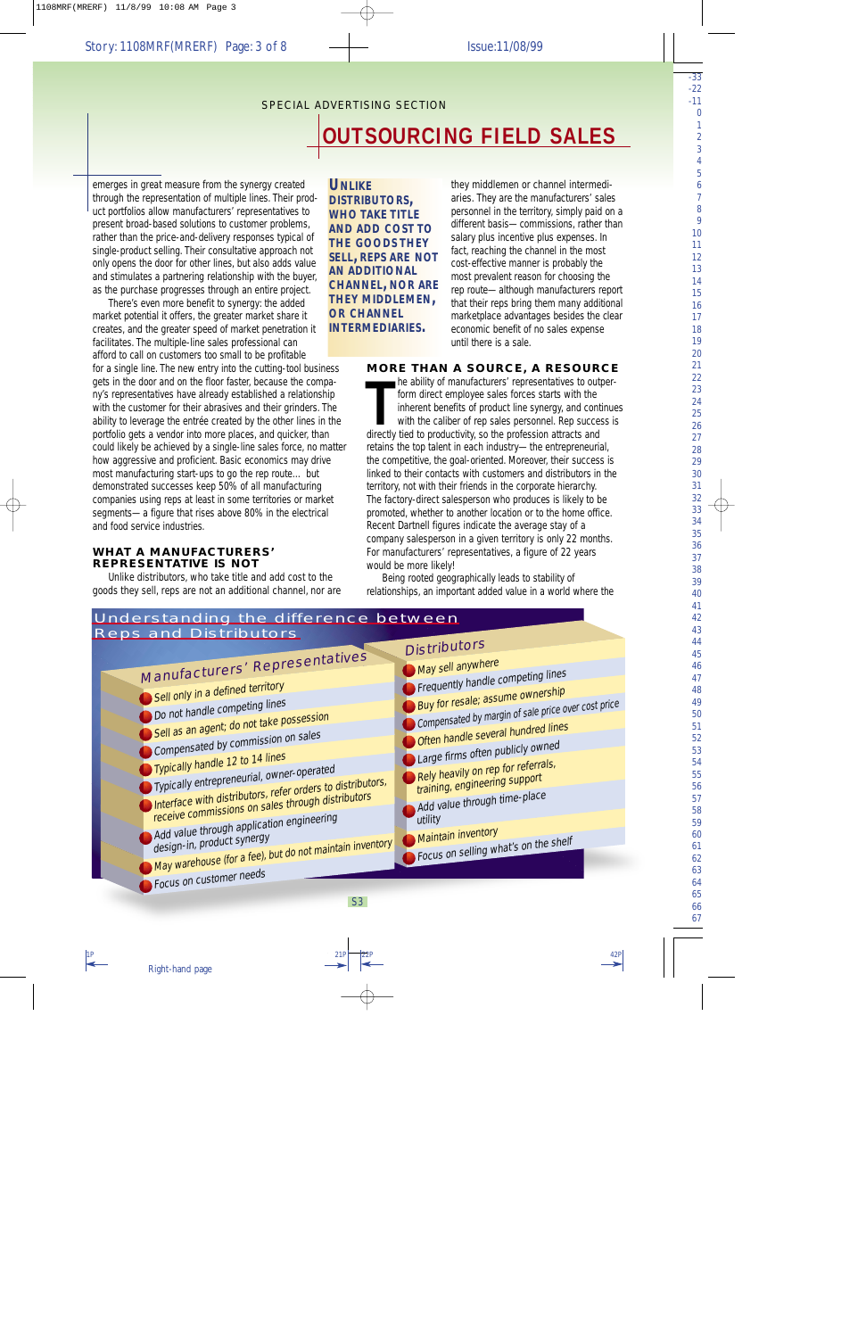SPECIAL ADVERTISING SECTION

# OUTSOURCING FIELD SALES

emerges in great measure from the synergy created through the representation of multiple lines. Their product portfolios allow manufacturers' representatives to present broad-based solutions to customer problems, rather than the price-and-delivery responses typical of single-product selling. Their consultative approach not only opens the door for other lines, but also adds value and stimulates a partnering relationship with the buyer, as the purchase progresses through an entire project.

There's even more benefit to synergy: the added market potential it offers, the greater market share it creates, and the greater speed of market penetration it facilitates. The multiple-line sales professional can afford to call on customers too small to be profitable for a single line. The new entry into the cutting-tool business gets in the door and on the floor faster, because the company's representatives have already established a relationship with the customer for their abrasives and their grinders. The ability to leverage the entrée created by the other lines in the portfolio gets a vendor into more places, and quicker, than could likely be achieved by a single-line sales force, no matter how aggressive and proficient. Basic economics may drive most manufacturing start-ups to go the rep route… but demonstrated successes keep 50% of all manufacturing companies using reps at least in some territories or market segments— a figure that rises above 80% in the electrical and food service industries.

## WHAT A MANUFACTURERS' REPRESENTATIVE IS NOT

Unlike distributors, who take title and add cost to the goods they sell, reps are not an additional channel, nor are they middlemen or channel intermediaries. They are the manufacturers' sales personnel in the territory, simply paid on a different basis— commissions, rather than salary plus incentive plus expenses. In fact, reaching the channel in the most cost-effective manner is probably the most prevalent reason for choosing the rep route— although manufacturers report that their reps bring them many additional marketplace advantages besides the clear economic benefit of no sales expense until there is a sale.

> **UNLIKE DISTRIBUTORS, WHO TAKE TITLE AND ADD COST TO THE GOODS THEY SELL, REPS ARE NOT AN ADDITIONAL CHANNEL, NOR ARE THEY MIDDLEMEN, OR CHANNEL INTERMEDIARIES.**

## MORE THAN A SOURCE, A RESOURCE

The ability of manufacturers' representatives to outperform direct employee sales forces starts with the inherent benefits of product line synergy, and continues with the caliber of rep sales personnel. Rep success is directly tied to productivity, so the profession attracts and retains the top talent in each industry— the entrepreneurial, the competitive, the goal-oriented. Moreover, their success is linked to their contacts with customers and distributors in the territory, not with their friends in the corporate hierarchy. The factory-direct salesperson who produces is likely to be promoted, whether to another location or to the home office. Recent Dartnell figures indicate the average stay of a company salesperson in a given territory is only 22 months. For manufacturers' representatives, a figure of 22 years would be more likely!

Being rooted geographically leads to stability of relationships, an important added value in a world where the

## Understanding the difference between Reps and Distributors

| Manufacturers' Representatives | Distributors |
|---|---|
| Sell only in a defined territory | May sell anywhere |
| Do not handle competing lines | Frequently handle competing lines |
| Sell as an agent; do not take possession | Buy for resale; assume ownership |
| Compensated by commission on sales | Compensated by margin of sale price over cost price |
| Typically handle 12 to 14 lines | Often handle several hundred lines |
| Typically entrepreneurial, owner-operated | Large firms often publicly owned |
| Interface with distributors, refer orders to distributors, receive commissions on sales through distributors | Rely heavily on rep for referrals, training, engineering support |
| Add value through application engineering design-in, product synergy | Add value through time-place utility |
| May warehouse (for a fee), but do not maintain inventory | Maintain inventory |
| Focus on customer needs | Focus on selling what's on the shelf |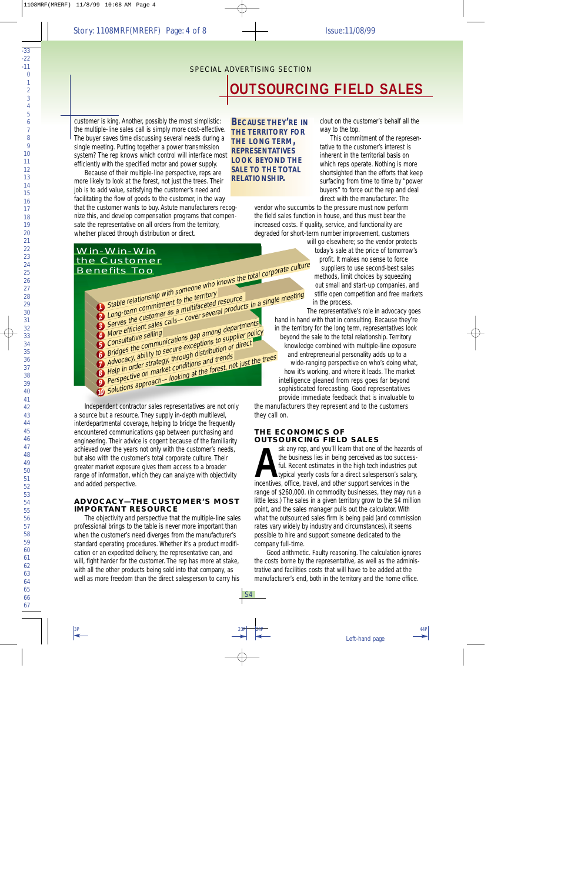## SPECIAL ADVERTISING SECTION

# OUTSOURCING FIELD SALES

customer is king. Another, possibly the most simplistic: the multiple-line sales call is simply more cost-effective. The buyer saves time discussing several needs during a single meeting. Putting together a power transmission system? The rep knows which control will interface most efficiently with the specified motor and power supply.

Because of their multiple-line perspective, reps are more likely to look at the forest, not just the trees. Their job is to add value, satisfying the customer's need and facilitating the flow of goods to the customer, in the way that the customer wants to buy. Astute manufacturers recognize this, and develop compensation programs that compensate the representative on all orders from the territory, whether placed through distribution or direct.

**BECAUSE THEY'RE IN THE TERRITORY FOR THE LONG TERM, REPRESENTATIVES LOOK BEYOND THE SALE TO THE TOTAL RELATIONSHIP.**

clout on the customer's behalf all the way to the top.

This commitment of the representative to the customer's interest is inherent in the territorial basis on which reps operate. Nothing is more shortsighted than the efforts that keep surfacing from time to time by "power buyers" to force out the rep and deal direct with the manufacturer. The vendor who succumbs to the pressure must now perform the field sales function in house, and thus must bear the increased costs. If quality, service, and functionality are degraded for short-term number improvement, customers will go elsewhere; so the vendor protects today's sale at the price of tomorrow's profit. It makes no sense to force suppliers to use second-best sales methods, limit choices by squeezing out small and start-up companies, and stifle open competition and free markets in the process.

The representative's role in advocacy goes hand in hand with that in consulting. Because they're in the territory for the long term, representatives look beyond the sale to the total relationship. Territory knowledge combined with multiple-line exposure and entrepreneurial personality adds up to a wide-ranging perspective on who's doing what, how it's working, and where it leads. The market intelligence gleaned from reps goes far beyond sophisticated forecasting. Good representatives provide immediate feedback that is invaluable to the manufacturers they represent and to the customers they call on.

### Win-Win-Win the Customer Benefits Too

1. Stable relationship with someone who knows the total corporate culture
2. Long-term commitment to the territory
3. Serves the customer as a multifaceted resource
4. More efficient sales calls— cover several products in a single meeting
5. Consultative selling
6. Bridges the communications gap among departments
7. Advocacy, ability to secure exceptions to supplier policy
8. Help in order strategy, through distribution or direct
9. Perspective on market conditions and trends
10. Solutions approach— looking at the forest, not just the trees

Independent contractor sales representatives are not only a source but a resource. They supply in-depth multilevel, interdepartmental coverage, helping to bridge the frequently encountered communications gap between purchasing and engineering. Their advice is cogent because of the familiarity achieved over the years not only with the customer's needs, but also with the customer's total corporate culture. Their greater market exposure gives them access to a broader range of information, which they can analyze with objectivity and added perspective.

## ADVOCACY—THE CUSTOMER'S MOST IMPORTANT RESOURCE

The objectivity and perspective that the multiple-line sales professional brings to the table is never more important than when the customer's need diverges from the manufacturer's standard operating procedures. Whether it's a product modification or an expedited delivery, the representative can, and will, fight harder for the customer. The rep has more at stake, with all the other products being sold into that company, as well as more freedom than the direct salesperson to carry his

## THE ECONOMICS OF OUTSOURCING FIELD SALES

Ask any rep, and you'll learn that one of the hazards of the business lies in being perceived as too successful. Recent estimates in the high tech industries put typical yearly costs for a direct salesperson's salary, incentives, office, travel, and other support services in the range of $260,000. (In commodity businesses, they may run a little less.) The sales in a given territory grow to the $4 million point, and the sales manager pulls out the calculator. With what the outsourced sales firm is being paid (and commission rates vary widely by industry and circumstances), it seems possible to hire and support someone dedicated to the company full-time.

Good arithmetic. Faulty reasoning. The calculation ignores the costs borne by the representative, as well as the administrative and facilities costs that will have to be added at the manufacturer's end, both in the territory and the home office.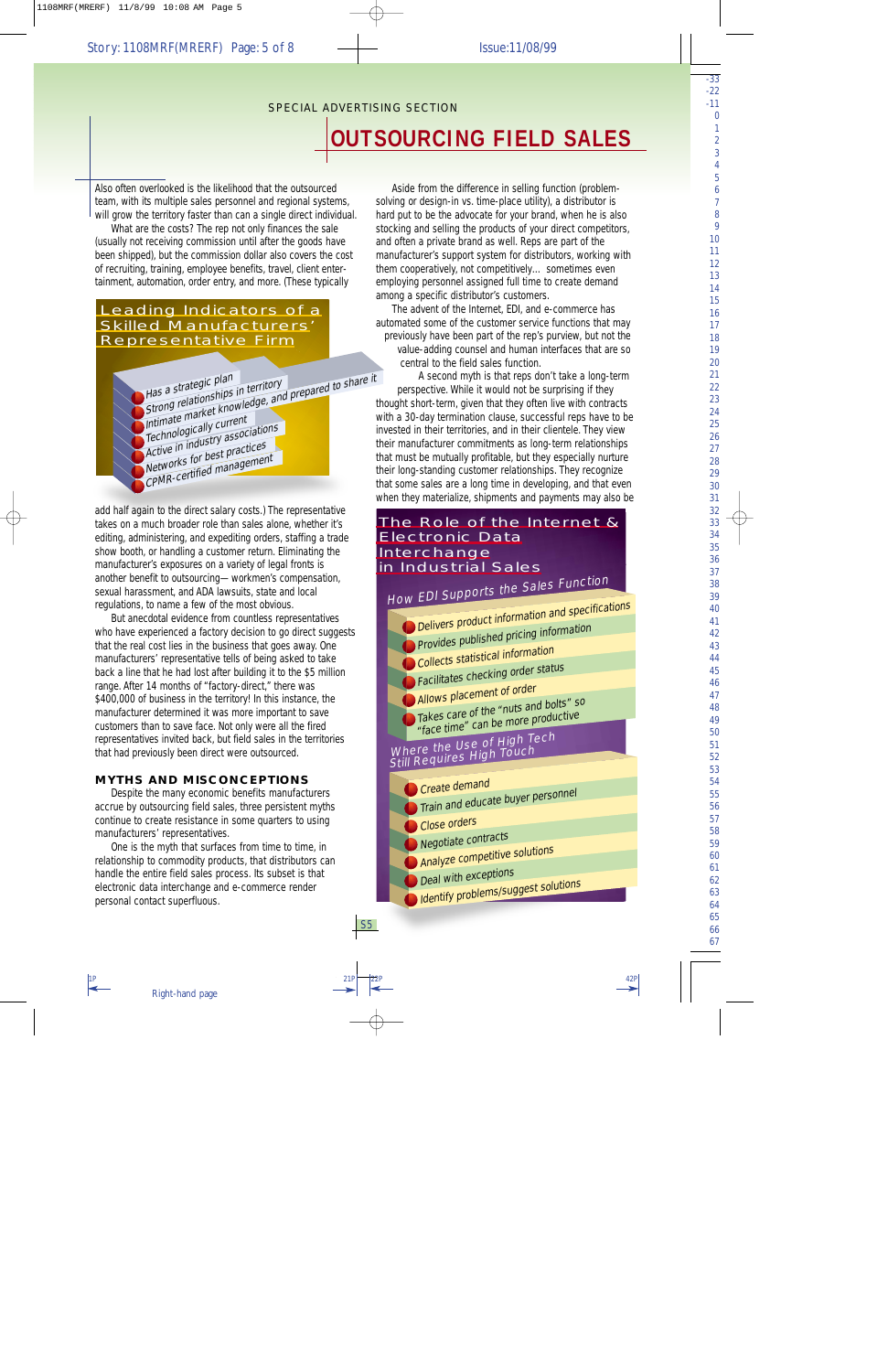SPECIAL ADVERTISING SECTION

# OUTSOURCING FIELD SALES

Also often overlooked is the likelihood that the outsourced team, with its multiple sales personnel and regional systems, will grow the territory faster than can a single direct individual.

What are the costs? The rep not only finances the sale (usually not receiving commission until after the goods have been shipped), but the commission dollar also covers the cost of recruiting, training, employee benefits, travel, client entertainment, automation, order entry, and more. (These typically add half again to the direct salary costs.) The representative takes on a much broader role than sales alone, whether it's editing, administering, and expediting orders, staffing a trade show booth, or handling a customer return. Eliminating the manufacturer's exposures on a variety of legal fronts is another benefit to outsourcing— workmen's compensation, sexual harassment, and ADA lawsuits, state and local regulations, to name a few of the most obvious.

But anecdotal evidence from countless representatives who have experienced a factory decision to go direct suggests that the real cost lies in the business that goes away. One manufacturers' representative tells of being asked to take back a line that he had lost after building it to the $5 million range. After 14 months of "factory-direct," there was $400,000 of business in the territory! In this instance, the manufacturer determined it was more important to save customers than to save face. Not only were all the fired representatives invited back, but field sales in the territories that had previously been direct were outsourced.

**Leading Indicators of a Skilled Manufacturers' Representative Firm**

- Has a strategic plan
- Strong relationships in territory
- Intimate market knowledge, and prepared to share it
- Technologically current
- Active in industry associations
- Networks for best practices
- CPMR-certified management

## MYTHS AND MISCONCEPTIONS

Despite the many economic benefits manufacturers accrue by outsourcing field sales, three persistent myths continue to create resistance in some quarters to using manufacturers' representatives.

One is the myth that surfaces from time to time, in relationship to commodity products, that distributors can handle the entire field sales process. Its subset is that electronic data interchange and e-commerce render personal contact superfluous.

Aside from the difference in selling function (problem-solving or design-in vs. time-place utility), a distributor is hard put to be the advocate for your brand, when he is also stocking and selling the products of your direct competitors, and often a private brand as well. Reps are part of the manufacturer's support system for distributors, working with them cooperatively, not competitively… sometimes even employing personnel assigned full time to create demand among a specific distributor's customers.

The advent of the Internet, EDI, and e-commerce has automated some of the customer service functions that may previously have been part of the rep's purview, but not the value-adding counsel and human interfaces that are so central to the field sales function.

A second myth is that reps don't take a long-term perspective. While it would not be surprising if they thought short-term, given that they often live with contracts with a 30-day termination clause, successful reps have to be invested in their territories, and in their clientele. They view their manufacturer commitments as long-term relationships that must be mutually profitable, but they especially nurture their long-standing customer relationships. They recognize that some sales are a long time in developing, and that even when they materialize, shipments and payments may also be

**The Role of the Internet & Electronic Data Interchange in Industrial Sales**

*How EDI Supports the Sales Function*

- Delivers product information and specifications
- Provides published pricing information
- Collects statistical information
- Facilitates checking order status
- Allows placement of order
- Takes care of the "nuts and bolts" so "face time" can be more productive

*Where the Use of High Tech Still Requires High Touch*

- Create demand
- Train and educate buyer personnel
- Close orders
- Negotiate contracts
- Analyze competitive solutions
- Deal with exceptions
- Identify problems/suggest solutions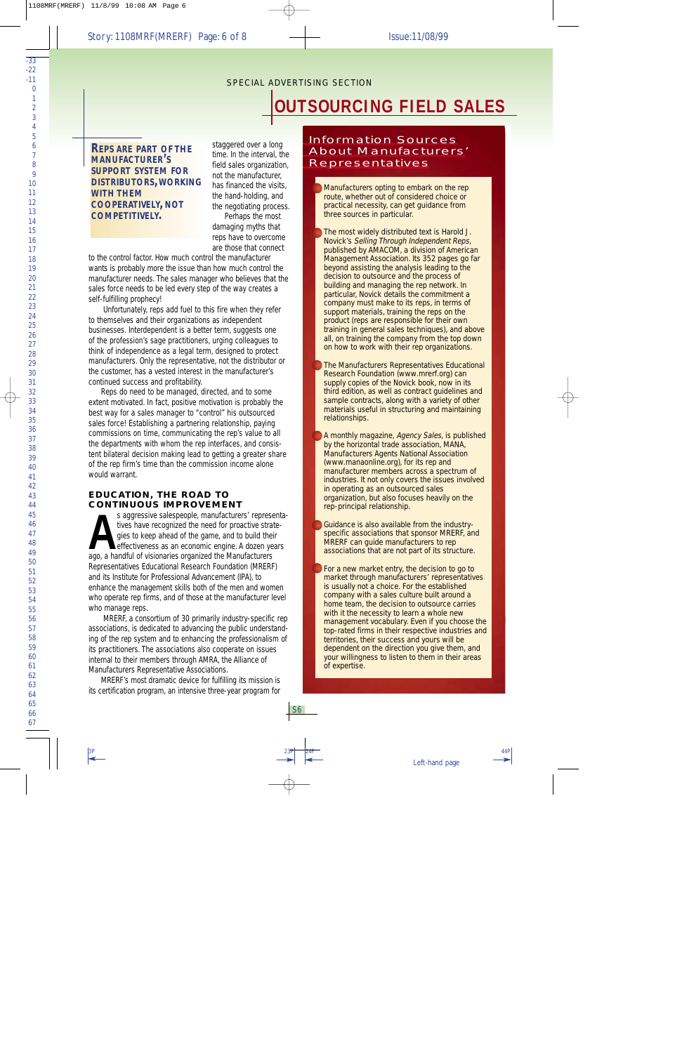SPECIAL ADVERTISING SECTION

# OUTSOURCING FIELD SALES

**REPS ARE PART OF THE MANUFACTURER'S SUPPORT SYSTEM FOR DISTRIBUTORS, WORKING WITH THEM COOPERATIVELY, NOT COMPETITIVELY.**

staggered over a long time. In the interval, the field sales organization, not the manufacturer, has financed the visits, the hand-holding, and the negotiating process.

Perhaps the most damaging myths that reps have to overcome are those that connect to the control factor. How much control the manufacturer wants is probably more the issue than how much control the manufacturer needs. The sales manager who believes that the sales force needs to be led every step of the way creates a self-fulfilling prophecy!

Unfortunately, reps add fuel to this fire when they refer to themselves and their organizations as independent businesses. Interdependent is a better term, suggests one of the profession's sage practitioners, urging colleagues to think of independence as a legal term, designed to protect manufacturers. Only the representative, not the distributor or the customer, has a vested interest in the manufacturer's continued success and profitability.

Reps do need to be managed, directed, and to some extent motivated. In fact, positive motivation is probably the best way for a sales manager to "control" his outsourced sales force! Establishing a partnering relationship, paying commissions on time, communicating the rep's value to all the departments with whom the rep interfaces, and consistent bilateral decision making lead to getting a greater share of the rep firm's time than the commission income alone would warrant.

## EDUCATION, THE ROAD TO CONTINUOUS IMPROVEMENT

As aggressive salespeople, manufacturers' representatives have recognized the need for proactive strategies to keep ahead of the game, and to build their effectiveness as an economic engine. A dozen years ago, a handful of visionaries organized the Manufacturers Representatives Educational Research Foundation (MRERF) and its Institute for Professional Advancement (IPA), to enhance the management skills both of the men and women who operate rep firms, and of those at the manufacturer level who manage reps.

MRERF, a consortium of 30 primarily industry-specific rep associations, is dedicated to advancing the public understanding of the rep system and to enhancing the professionalism of its practitioners. The associations also cooperate on issues internal to their members through AMRA, the Alliance of Manufacturers Representative Associations.

MRERF's most dramatic device for fulfilling its mission is its certification program, an intensive three-year program for

## Information Sources About Manufacturers' Representatives

- Manufacturers opting to embark on the rep route, whether out of considered choice or practical necessity, can get guidance from three sources in particular.

- The most widely distributed text is Harold J. Novick's *Selling Through Independent Reps*, published by AMACOM, a division of American Management Association. Its 352 pages go far beyond assisting the analysis leading to the decision to outsource and the process of building and managing the rep network. In particular, Novick details the commitment a company must make to its reps, in terms of support materials, training the reps on the product (reps are responsible for their own training in general sales techniques), and above all, on training the company from the top down on how to work with their rep organizations.

- The Manufacturers Representatives Educational Research Foundation (www.mrerf.org) can supply copies of the Novick book, now in its third edition, as well as contract guidelines and sample contracts, along with a variety of other materials useful in structuring and maintaining relationships.

- A monthly magazine, *Agency Sales*, is published by the horizontal trade association, MANA, Manufacturers Agents National Association (www.manaonline.org), for its rep and manufacturer members across a spectrum of industries. It not only covers the issues involved in operating as an outsourced sales organization, but also focuses heavily on the rep-principal relationship.

- Guidance is also available from the industry-specific associations that sponsor MRERF, and MRERF can guide manufacturers to rep associations that are not part of its structure.

- For a new market entry, the decision to go to market through manufacturers' representatives is usually not a choice. For the established company with a sales culture built around a home team, the decision to outsource carries with it the necessity to learn a whole new management vocabulary. Even if you choose the top-rated firms in their respective industries and territories, their success and yours will be dependent on the direction you give them, and your willingness to listen to them in their areas of expertise.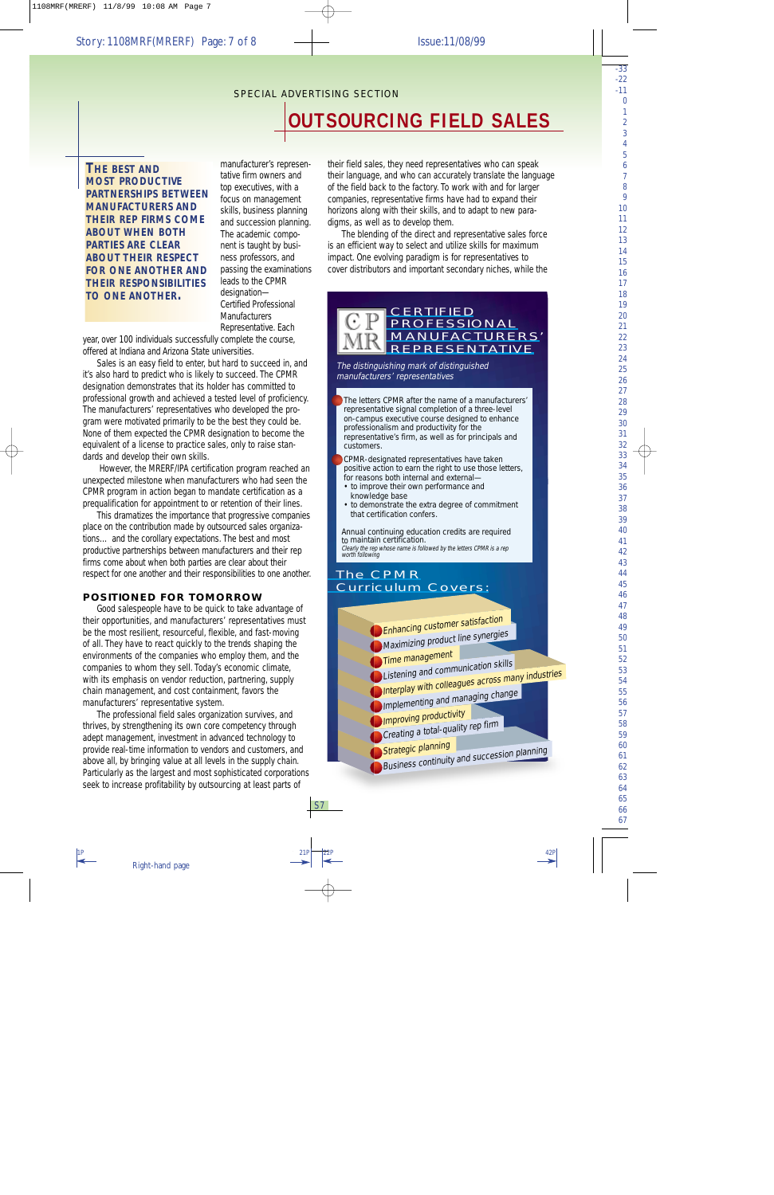SPECIAL ADVERTISING SECTION

# OUTSOURCING FIELD SALES

**THE BEST AND MOST PRODUCTIVE PARTNERSHIPS BETWEEN MANUFACTURERS AND THEIR REP FIRMS COME ABOUT WHEN BOTH PARTIES ARE CLEAR ABOUT THEIR RESPECT FOR ONE ANOTHER AND THEIR RESPONSIBILITIES TO ONE ANOTHER.**

manufacturer's representative firm owners and top executives, with a focus on management skills, business planning and succession planning. The academic component is taught by business professors, and passing the examinations leads to the CPMR designation—Certified Professional Manufacturers Representative. Each year, over 100 individuals successfully complete the course, offered at Indiana and Arizona State universities.

Sales is an easy field to enter, but hard to succeed in, and it's also hard to predict who is likely to succeed. The CPMR designation demonstrates that its holder has committed to professional growth and achieved a tested level of proficiency. The manufacturers' representatives who developed the program were motivated primarily to be the best they could be. None of them expected the CPMR designation to become the equivalent of a license to practice sales, only to raise standards and develop their own skills.

However, the MRERF/IPA certification program reached an unexpected milestone when manufacturers who had seen the CPMR program in action began to mandate certification as a prequalification for appointment to or retention of their lines.

This dramatizes the importance that progressive companies place on the contribution made by outsourced sales organizations... and the corollary expectations. The best and most productive partnerships between manufacturers and their rep firms come about when both parties are clear about their respect for one another and their responsibilities to one another.

## POSITIONED FOR TOMORROW

Good salespeople have to be quick to take advantage of their opportunities, and manufacturers' representatives must be the most resilient, resourceful, flexible, and fast-moving of all. They have to react quickly to the trends shaping the environments of the companies whom they represent, and the companies to whom they sell. Today's economic climate, with its emphasis on vendor cost reduction, partnering, supply chain management, and cost containment, favors the manufacturers' representative system.

The professional field sales organization survives, and thrives, by strengthening its own core competency through adept management, investment in advanced technology to provide real-time information to vendors and customers, and above all, by bringing value at all levels in the supply chain. Particularly as the largest and most sophisticated corporations seek to increase profitability by outsourcing at least parts of their field sales, they need representatives who can speak their language, and who can accurately translate the language of the field back to the factory. To work with and for larger companies, representative firms have had to expand their horizons along with their skills, and to adapt to new paradigms, as well as to develop them.

The blending of the direct and representative sales force is an efficient way to select and utilize skills for maximum impact. One evolving paradigm is for representatives to cover distributors and important secondary niches, while the

---

**CPMR — CERTIFIED PROFESSIONAL MANUFACTURERS' REPRESENTATIVE**

*The distinguishing mark of distinguished manufacturers' representatives*

- The letters CPMR after the name of a manufacturers' representative signal completion of a three-level on-campus executive course designed to enhance professionalism and productivity for the representative's firm, as well as for principals and customers.
- CPMR-designated representatives have taken positive action to earn the right to use those letters, for reasons both internal and external—
  - to improve their own performance and knowledge base
  - to demonstrate the extra degree of commitment that certification confers.

Annual continuing education credits are required to maintain certification.

*Clearly the rep whose name is followed by the letters CPMR is a rep worth following*

**The CPMR Curriculum Covers:**

- Enhancing customer satisfaction
- Maximizing product line synergies
- Time management
- Listening and communication skills
- Interplay with colleagues across many industries
- Implementing and managing change
- Improving productivity
- Creating a total-quality rep firm
- Strategic planning
- Business continuity and succession planning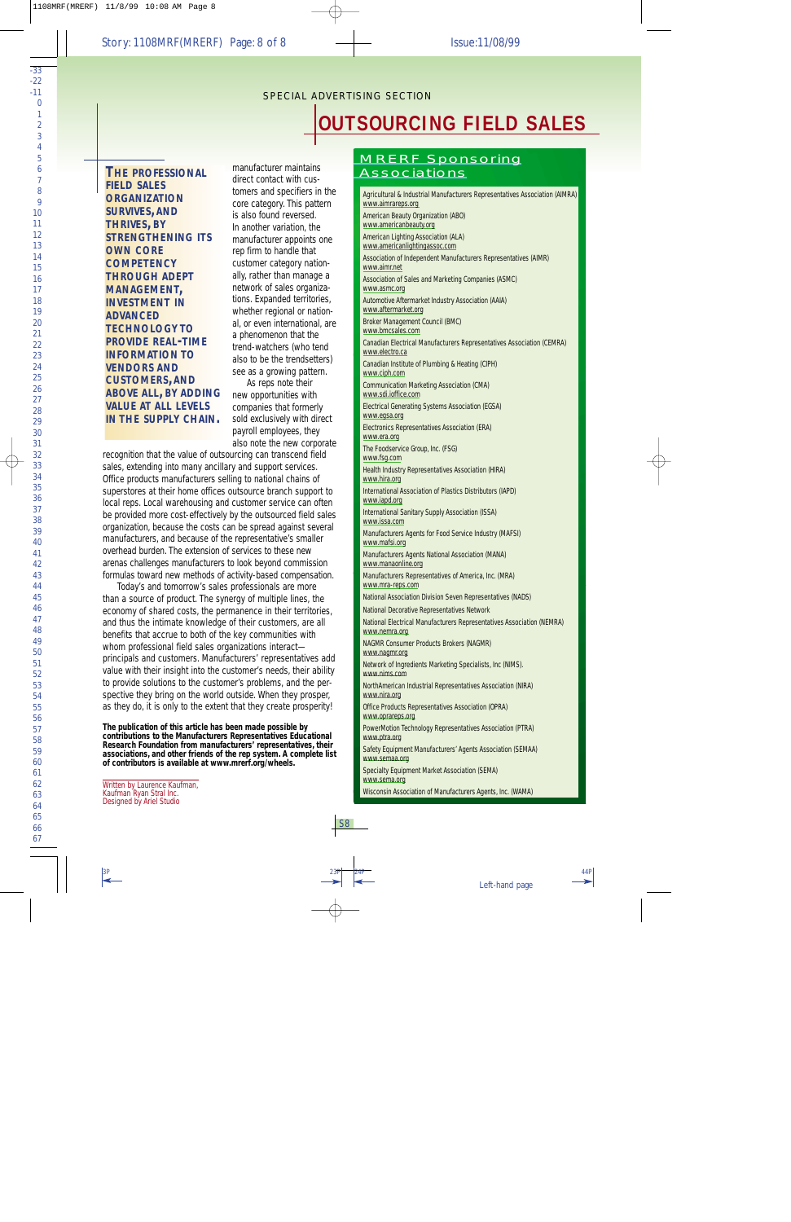SPECIAL ADVERTISING SECTION

# OUTSOURCING FIELD SALES

**THE PROFESSIONAL FIELD SALES ORGANIZATION SURVIVES, AND THRIVES, BY STRENGTHENING ITS OWN CORE COMPETENCY THROUGH ADEPT MANAGEMENT, INVESTMENT IN ADVANCED TECHNOLOGY TO PROVIDE REAL-TIME INFORMATION TO VENDORS AND CUSTOMERS, AND ABOVE ALL, BY ADDING VALUE AT ALL LEVELS IN THE SUPPLY CHAIN.**

manufacturer maintains direct contact with customers and specifiers in the core category. This pattern is also found reversed. In another variation, the manufacturer appoints one rep firm to handle that customer category nationally, rather than manage a network of sales organizations. Expanded territories, whether regional or national, or even international, are a phenomenon that the trend-watchers (who tend also to be the trendsetters) see as a growing pattern.

As reps note their new opportunities with companies that formerly sold exclusively with direct payroll employees, they also note the new corporate recognition that the value of outsourcing can transcend field sales, extending into many ancillary and support services. Office products manufacturers selling to national chains of superstores at their home offices outsource branch support to local reps. Local warehousing and customer service can often be provided more cost-effectively by the outsourced field sales organization, because the costs can be spread against several manufacturers, and because of the representative's smaller overhead burden. The extension of services to these new arenas challenges manufacturers to look beyond commission formulas toward new methods of activity-based compensation.

Today's and tomorrow's sales professionals are more than a source of product. The synergy of multiple lines, the economy of shared costs, the permanence in their territories, and thus the intimate knowledge of their customers, are all benefits that accrue to both of the key communities with whom professional field sales organizations interact—principals and customers. Manufacturers' representatives add value with their insight into the customer's needs, their ability to provide solutions to the customer's problems, and the perspective they bring on the world outside. When they prosper, as they do, it is only to the extent that they create prosperity!

**The publication of this article has been made possible by contributions to the Manufacturers Representatives Educational Research Foundation from manufacturers' representatives, their associations, and other friends of the rep system. A complete list of contributors is available at www.mrerf.org/wheels.**

Written by Laurence Kaufman,
Kaufman Ryan Stral Inc.
Designed by Ariel Studio

## MRERF Sponsoring Associations

Agricultural & Industrial Manufacturers Representatives Association (AIMRA)
www.aimrareps.org

American Beauty Organization (ABO)
www.americanbeauty.org

American Lighting Association (ALA)
www.americanlightingassoc.com

Association of Independent Manufacturers Representatives (AIMR)
www.aimr.net

Association of Sales and Marketing Companies (ASMC)
www.asmc.org

Automotive Aftermarket Industry Association (AAIA)
www.aftermarket.org

Broker Management Council (BMC)
www.bmcsales.com

Canadian Electrical Manufacturers Representatives Association (CEMRA)
www.electro.ca

Canadian Institute of Plumbing & Heating (CIPH)
www.ciph.com

Communication Marketing Association (CMA)
www.sdi.ioffice.com

Electrical Generating Systems Association (EGSA)
www.egsa.org

Electronics Representatives Association (ERA)
www.era.org

The Foodservice Group, Inc. (FSG)
www.fsg.com

Health Industry Representatives Association (HIRA)
www.hira.org

International Association of Plastics Distributors (IAPD)
www.iapd.org

International Sanitary Supply Association (ISSA)
www.issa.com

Manufacturers Agents for Food Service Industry (MAFSI)
www.mafsi.org

Manufacturers Agents National Association (MANA)
www.manaonline.org

Manufacturers Representatives of America, Inc. (MRA)
www.mra-reps.com

National Association Division Seven Representatives (NADS)

National Decorative Representatives Network

National Electrical Manufacturers Representatives Association (NEMRA)
www.nemra.org

NAGMR Consumer Products Brokers (NAGMR)
www.nagmr.org

Network of Ingredients Marketing Specialists, Inc (NIMS).
www.nims.com

NorthAmerican Industrial Representatives Association (NIRA)
www.nira.org

Office Products Representatives Association (OPRA)
www.opraeps.org

PowerMotion Technology Representatives Association (PTRA)
www.ptra.org

Safety Equipment Manufacturers' Agents Association (SEMAA)
www.semaa.org

Specialty Equipment Market Association (SEMA)
www.sema.org

Wisconsin Association of Manufacturers Agents, Inc. (WAMA)